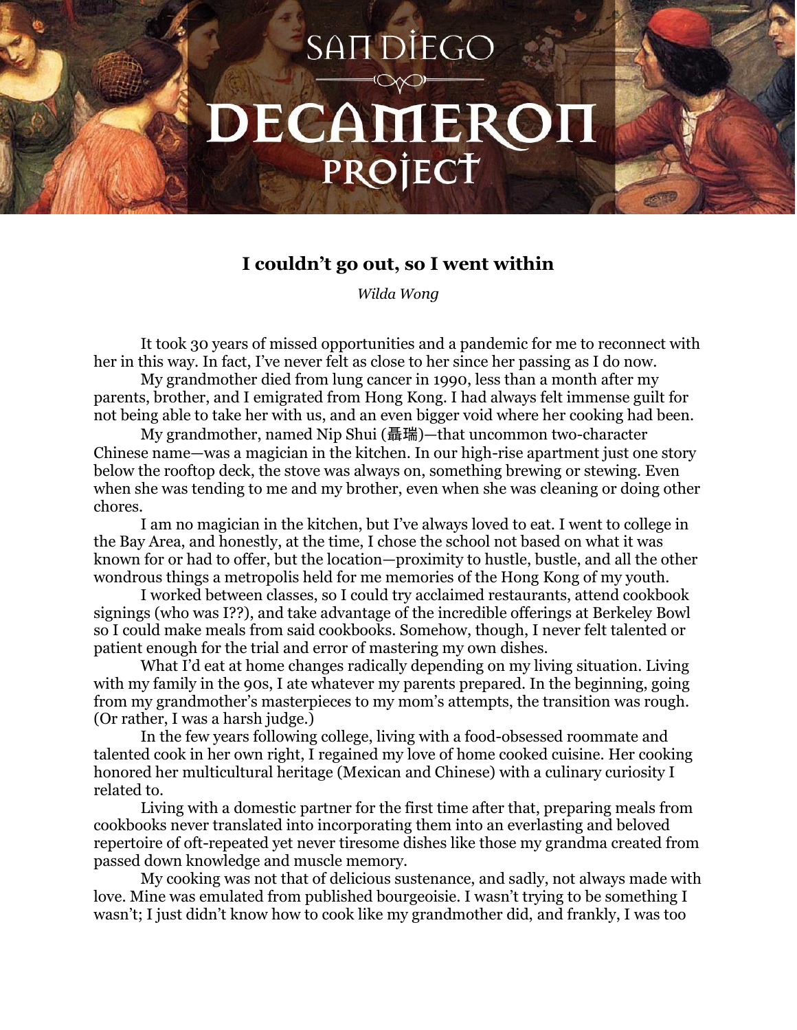# San Diego Decameron Project

## I couldn't go out, so I went within

*Wilda Wong*

It took 30 years of missed opportunities and a pandemic for me to reconnect with her in this way. In fact, I've never felt as close to her since her passing as I do now.

My grandmother died from lung cancer in 1990, less than a month after my parents, brother, and I emigrated from Hong Kong. I had always felt immense guilt for not being able to take her with us, and an even bigger void where her cooking had been.

My grandmother, named Nip Shui (聶瑞)—that uncommon two-character Chinese name—was a magician in the kitchen. In our high-rise apartment just one story below the rooftop deck, the stove was always on, something brewing or stewing. Even when she was tending to me and my brother, even when she was cleaning or doing other chores.

I am no magician in the kitchen, but I've always loved to eat. I went to college in the Bay Area, and honestly, at the time, I chose the school not based on what it was known for or had to offer, but the location—proximity to hustle, bustle, and all the other wondrous things a metropolis held for me memories of the Hong Kong of my youth.

I worked between classes, so I could try acclaimed restaurants, attend cookbook signings (who was I??), and take advantage of the incredible offerings at Berkeley Bowl so I could make meals from said cookbooks. Somehow, though, I never felt talented or patient enough for the trial and error of mastering my own dishes.

What I'd eat at home changes radically depending on my living situation. Living with my family in the 90s, I ate whatever my parents prepared. In the beginning, going from my grandmother's masterpieces to my mom's attempts, the transition was rough. (Or rather, I was a harsh judge.)

In the few years following college, living with a food-obsessed roommate and talented cook in her own right, I regained my love of home cooked cuisine. Her cooking honored her multicultural heritage (Mexican and Chinese) with a culinary curiosity I related to.

Living with a domestic partner for the first time after that, preparing meals from cookbooks never translated into incorporating them into an everlasting and beloved repertoire of oft-repeated yet never tiresome dishes like those my grandma created from passed down knowledge and muscle memory.

My cooking was not that of delicious sustenance, and sadly, not always made with love. Mine was emulated from published bourgeoisie. I wasn't trying to be something I wasn't; I just didn't know how to cook like my grandmother did, and frankly, I was too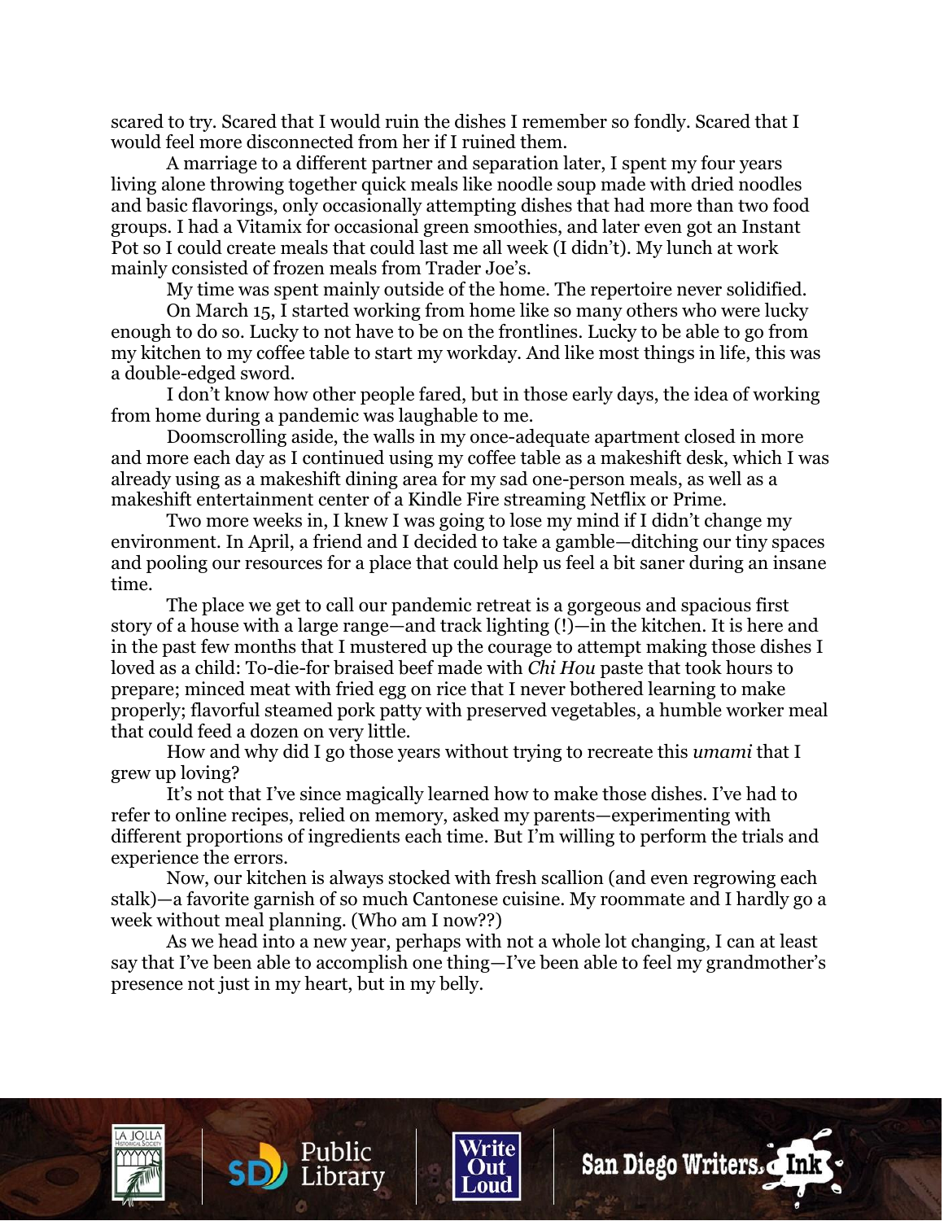scared to try. Scared that I would ruin the dishes I remember so fondly. Scared that I would feel more disconnected from her if I ruined them.

A marriage to a different partner and separation later, I spent my four years living alone throwing together quick meals like noodle soup made with dried noodles and basic flavorings, only occasionally attempting dishes that had more than two food groups. I had a Vitamix for occasional green smoothies, and later even got an Instant Pot so I could create meals that could last me all week (I didn't). My lunch at work mainly consisted of frozen meals from Trader Joe's.

My time was spent mainly outside of the home. The repertoire never solidified.

On March 15, I started working from home like so many others who were lucky enough to do so. Lucky to not have to be on the frontlines. Lucky to be able to go from my kitchen to my coffee table to start my workday. And like most things in life, this was a double-edged sword.

I don't know how other people fared, but in those early days, the idea of working from home during a pandemic was laughable to me.

Doomscrolling aside, the walls in my once-adequate apartment closed in more and more each day as I continued using my coffee table as a makeshift desk, which I was already using as a makeshift dining area for my sad one-person meals, as well as a makeshift entertainment center of a Kindle Fire streaming Netflix or Prime.

Two more weeks in, I knew I was going to lose my mind if I didn't change my environment. In April, a friend and I decided to take a gamble—ditching our tiny spaces and pooling our resources for a place that could help us feel a bit saner during an insane time.

The place we get to call our pandemic retreat is a gorgeous and spacious first story of a house with a large range—and track lighting (!)—in the kitchen. It is here and in the past few months that I mustered up the courage to attempt making those dishes I loved as a child: To-die-for braised beef made with *Chi Hou* paste that took hours to prepare; minced meat with fried egg on rice that I never bothered learning to make properly; flavorful steamed pork patty with preserved vegetables, a humble worker meal that could feed a dozen on very little.

How and why did I go those years without trying to recreate this *umami* that I grew up loving?

It's not that I've since magically learned how to make those dishes. I've had to refer to online recipes, relied on memory, asked my parents—experimenting with different proportions of ingredients each time. But I'm willing to perform the trials and experience the errors.

Now, our kitchen is always stocked with fresh scallion (and even regrowing each stalk)—a favorite garnish of so much Cantonese cuisine. My roommate and I hardly go a week without meal planning. (Who am I now??)

As we head into a new year, perhaps with not a whole lot changing, I can at least say that I've been able to accomplish one thing—I've been able to feel my grandmother's presence not just in my heart, but in my belly.